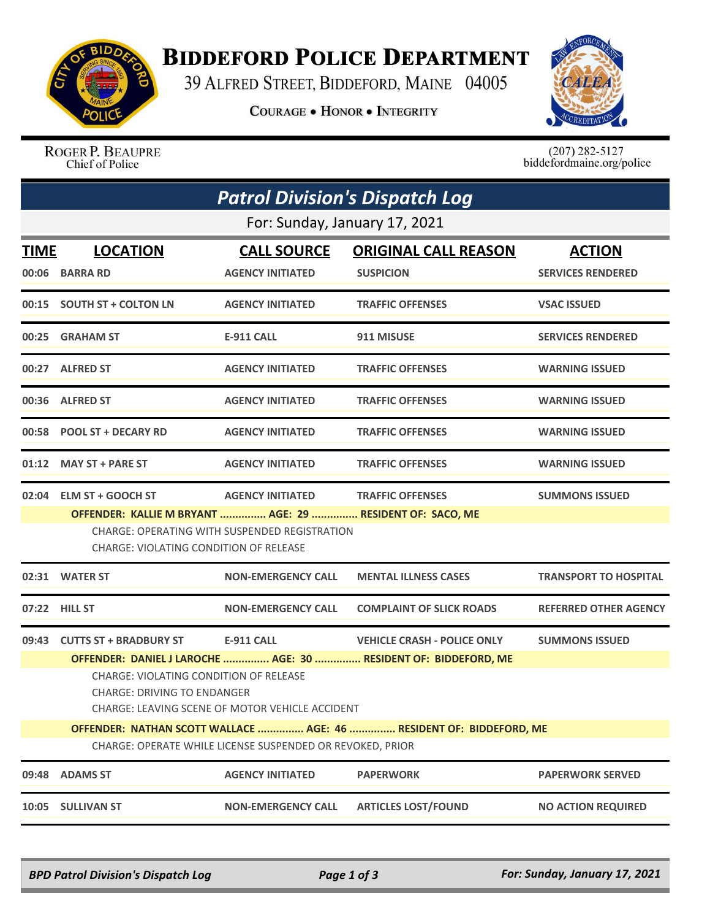# BIDDEFORD POLICE DEPARTMENT

39 ALFRED STREET, BIDDEFORD, MAINE 04005

COURAGE • HONOR • INTEGRITY

ROGER P. BEAUPRE
Chief of Police

(207) 282-5127
biddefordmaine.org/police

## *Patrol Division's Dispatch Log*

For: Sunday, January 17, 2021

| TIME | LOCATION | CALL SOURCE | ORIGINAL CALL REASON | ACTION |
|---|---|---|---|---|
| 00:06 | BARRA RD | AGENCY INITIATED | SUSPICION | SERVICES RENDERED |
| 00:15 | SOUTH ST + COLTON LN | AGENCY INITIATED | TRAFFIC OFFENSES | VSAC ISSUED |
| 00:25 | GRAHAM ST | E-911 CALL | 911 MISUSE | SERVICES RENDERED |
| 00:27 | ALFRED ST | AGENCY INITIATED | TRAFFIC OFFENSES | WARNING ISSUED |
| 00:36 | ALFRED ST | AGENCY INITIATED | TRAFFIC OFFENSES | WARNING ISSUED |
| 00:58 | POOL ST + DECARY RD | AGENCY INITIATED | TRAFFIC OFFENSES | WARNING ISSUED |
| 01:12 | MAY ST + PARE ST | AGENCY INITIATED | TRAFFIC OFFENSES | WARNING ISSUED |
| 02:04 | ELM ST + GOOCH ST | AGENCY INITIATED | TRAFFIC OFFENSES | SUMMONS ISSUED |

**OFFENDER: KALLIE M BRYANT ............... AGE: 29 ............... RESIDENT OF: SACO, ME**

CHARGE: OPERATING WITH SUSPENDED REGISTRATION
CHARGE: VIOLATING CONDITION OF RELEASE

| TIME | LOCATION | CALL SOURCE | ORIGINAL CALL REASON | ACTION |
|---|---|---|---|---|
| 02:31 | WATER ST | NON-EMERGENCY CALL | MENTAL ILLNESS CASES | TRANSPORT TO HOSPITAL |
| 07:22 | HILL ST | NON-EMERGENCY CALL | COMPLAINT OF SLICK ROADS | REFERRED OTHER AGENCY |
| 09:43 | CUTTS ST + BRADBURY ST | E-911 CALL | VEHICLE CRASH - POLICE ONLY | SUMMONS ISSUED |

**OFFENDER: DANIEL J LAROCHE ............... AGE: 30 ............... RESIDENT OF: BIDDEFORD, ME**

CHARGE: VIOLATING CONDITION OF RELEASE
CHARGE: DRIVING TO ENDANGER
CHARGE: LEAVING SCENE OF MOTOR VEHICLE ACCIDENT

**OFFENDER: NATHAN SCOTT WALLACE ............... AGE: 46 ............... RESIDENT OF: BIDDEFORD, ME**

CHARGE: OPERATE WHILE LICENSE SUSPENDED OR REVOKED, PRIOR

| TIME | LOCATION | CALL SOURCE | ORIGINAL CALL REASON | ACTION |
|---|---|---|---|---|
| 09:48 | ADAMS ST | AGENCY INITIATED | PAPERWORK | PAPERWORK SERVED |
| 10:05 | SULLIVAN ST | NON-EMERGENCY CALL | ARTICLES LOST/FOUND | NO ACTION REQUIRED |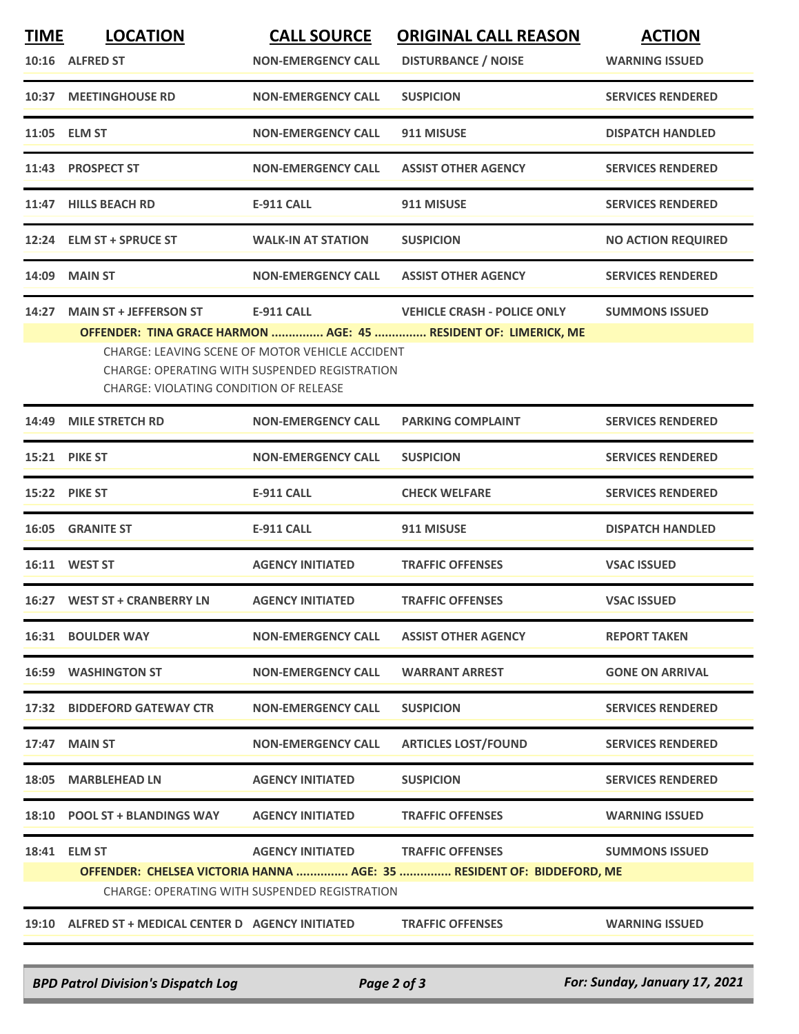| TIME | LOCATION | CALL SOURCE | ORIGINAL CALL REASON | ACTION |
|---|---|---|---|---|
| 10:16 | ALFRED ST | NON-EMERGENCY CALL | DISTURBANCE / NOISE | WARNING ISSUED |
| 10:37 | MEETINGHOUSE RD | NON-EMERGENCY CALL | SUSPICION | SERVICES RENDERED |
| 11:05 | ELM ST | NON-EMERGENCY CALL | 911 MISUSE | DISPATCH HANDLED |
| 11:43 | PROSPECT ST | NON-EMERGENCY CALL | ASSIST OTHER AGENCY | SERVICES RENDERED |
| 11:47 | HILLS BEACH RD | E-911 CALL | 911 MISUSE | SERVICES RENDERED |
| 12:24 | ELM ST + SPRUCE ST | WALK-IN AT STATION | SUSPICION | NO ACTION REQUIRED |
| 14:09 | MAIN ST | NON-EMERGENCY CALL | ASSIST OTHER AGENCY | SERVICES RENDERED |
| 14:27 | MAIN ST + JEFFERSON ST | E-911 CALL | VEHICLE CRASH - POLICE ONLY | SUMMONS ISSUED |

**OFFENDER: TINA GRACE HARMON ............... AGE: 45 ............... RESIDENT OF: LIMERICK, ME**

CHARGE: LEAVING SCENE OF MOTOR VEHICLE ACCIDENT
CHARGE: OPERATING WITH SUSPENDED REGISTRATION
CHARGE: VIOLATING CONDITION OF RELEASE

| TIME | LOCATION | CALL SOURCE | ORIGINAL CALL REASON | ACTION |
|---|---|---|---|---|
| 14:49 | MILE STRETCH RD | NON-EMERGENCY CALL | PARKING COMPLAINT | SERVICES RENDERED |
| 15:21 | PIKE ST | NON-EMERGENCY CALL | SUSPICION | SERVICES RENDERED |
| 15:22 | PIKE ST | E-911 CALL | CHECK WELFARE | SERVICES RENDERED |
| 16:05 | GRANITE ST | E-911 CALL | 911 MISUSE | DISPATCH HANDLED |
| 16:11 | WEST ST | AGENCY INITIATED | TRAFFIC OFFENSES | VSAC ISSUED |
| 16:27 | WEST ST + CRANBERRY LN | AGENCY INITIATED | TRAFFIC OFFENSES | VSAC ISSUED |
| 16:31 | BOULDER WAY | NON-EMERGENCY CALL | ASSIST OTHER AGENCY | REPORT TAKEN |
| 16:59 | WASHINGTON ST | NON-EMERGENCY CALL | WARRANT ARREST | GONE ON ARRIVAL |
| 17:32 | BIDDEFORD GATEWAY CTR | NON-EMERGENCY CALL | SUSPICION | SERVICES RENDERED |
| 17:47 | MAIN ST | NON-EMERGENCY CALL | ARTICLES LOST/FOUND | SERVICES RENDERED |
| 18:05 | MARBLEHEAD LN | AGENCY INITIATED | SUSPICION | SERVICES RENDERED |
| 18:10 | POOL ST + BLANDINGS WAY | AGENCY INITIATED | TRAFFIC OFFENSES | WARNING ISSUED |
| 18:41 | ELM ST | AGENCY INITIATED | TRAFFIC OFFENSES | SUMMONS ISSUED |

**OFFENDER: CHELSEA VICTORIA HANNA ............... AGE: 35 ............... RESIDENT OF: BIDDEFORD, ME**

CHARGE: OPERATING WITH SUSPENDED REGISTRATION

| TIME | LOCATION | CALL SOURCE | ORIGINAL CALL REASON | ACTION |
|---|---|---|---|---|
| 19:10 | ALFRED ST + MEDICAL CENTER D | AGENCY INITIATED | TRAFFIC OFFENSES | WARNING ISSUED |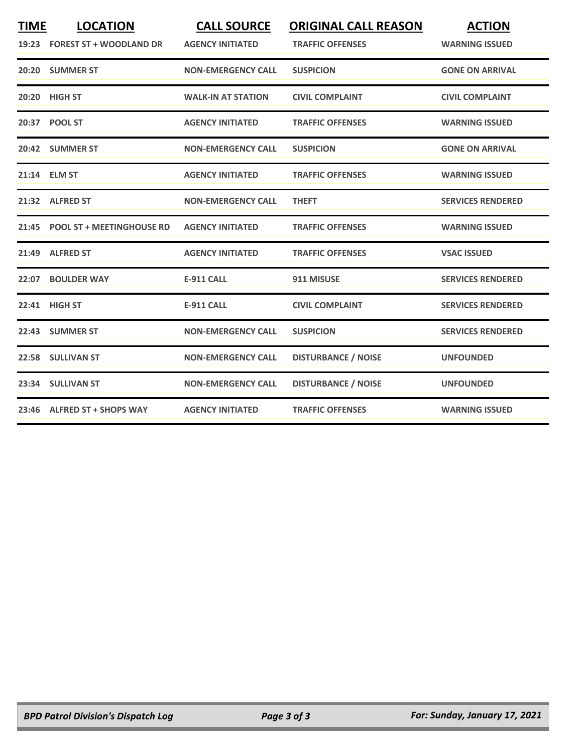| TIME | LOCATION | CALL SOURCE | ORIGINAL CALL REASON | ACTION |
|---|---|---|---|---|
| 19:23 | FOREST ST + WOODLAND DR | AGENCY INITIATED | TRAFFIC OFFENSES | WARNING ISSUED |
| 20:20 | SUMMER ST | NON-EMERGENCY CALL | SUSPICION | GONE ON ARRIVAL |
| 20:20 | HIGH ST | WALK-IN AT STATION | CIVIL COMPLAINT | CIVIL COMPLAINT |
| 20:37 | POOL ST | AGENCY INITIATED | TRAFFIC OFFENSES | WARNING ISSUED |
| 20:42 | SUMMER ST | NON-EMERGENCY CALL | SUSPICION | GONE ON ARRIVAL |
| 21:14 | ELM ST | AGENCY INITIATED | TRAFFIC OFFENSES | WARNING ISSUED |
| 21:32 | ALFRED ST | NON-EMERGENCY CALL | THEFT | SERVICES RENDERED |
| 21:45 | POOL ST + MEETINGHOUSE RD | AGENCY INITIATED | TRAFFIC OFFENSES | WARNING ISSUED |
| 21:49 | ALFRED ST | AGENCY INITIATED | TRAFFIC OFFENSES | VSAC ISSUED |
| 22:07 | BOULDER WAY | E-911 CALL | 911 MISUSE | SERVICES RENDERED |
| 22:41 | HIGH ST | E-911 CALL | CIVIL COMPLAINT | SERVICES RENDERED |
| 22:43 | SUMMER ST | NON-EMERGENCY CALL | SUSPICION | SERVICES RENDERED |
| 22:58 | SULLIVAN ST | NON-EMERGENCY CALL | DISTURBANCE / NOISE | UNFOUNDED |
| 23:34 | SULLIVAN ST | NON-EMERGENCY CALL | DISTURBANCE / NOISE | UNFOUNDED |
| 23:46 | ALFRED ST + SHOPS WAY | AGENCY INITIATED | TRAFFIC OFFENSES | WARNING ISSUED |